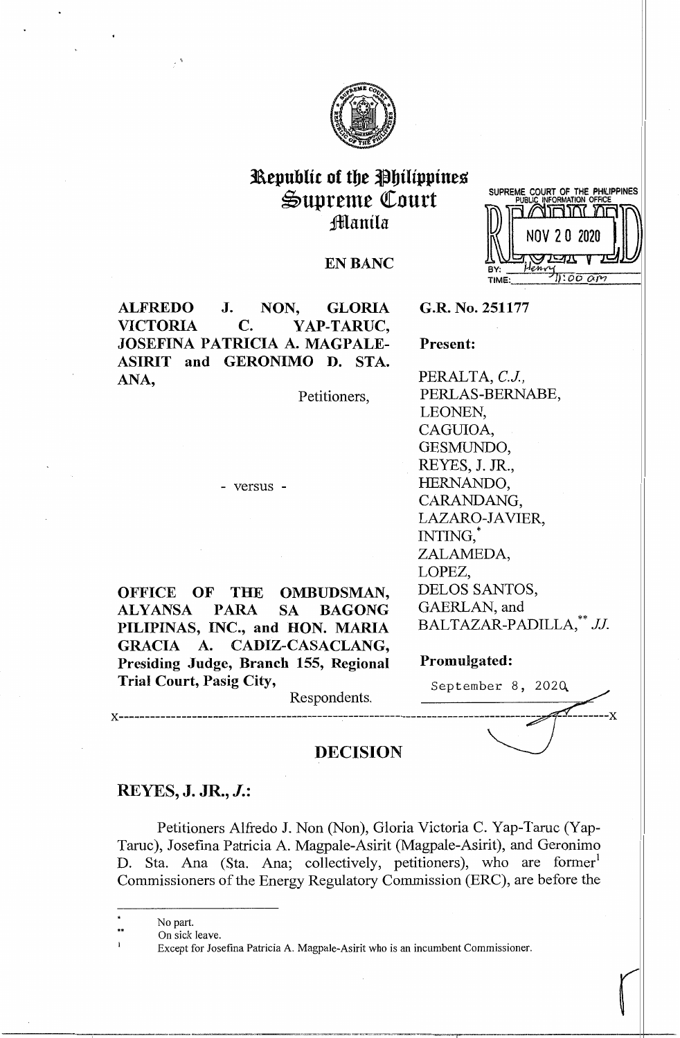# Republic of the Philippines
# Supreme Court
# Manila

SUPREME COURT OF THE PHILIPPINES
PUBLIC INFORMATION OFFICE
RECEIVED
NOV 20 2020
BY: Henry
TIME: 11:00 am

**EN BANC**

**ALFREDO J. NON, GLORIA VICTORIA C. YAP-TARUC, JOSEFINA PATRICIA A. MAGPALE-ASIRIT and GERONIMO D. STA. ANA,**
Petitioners,

- versus -

**OFFICE OF THE OMBUDSMAN, ALYANSA PARA SA BAGONG PILIPINAS, INC., and HON. MARIA GRACIA A. CADIZ-CASACLANG, Presiding Judge, Branch 155, Regional Trial Court, Pasig City,**
Respondents.

**G.R. No. 251177**

**Present:**

PERALTA, *C.J.*,
PERLAS-BERNABE,
LEONEN,
CAGUIOA,
GESMUNDO,
REYES, J. JR.,
HERNANDO,
CARANDANG,
LAZARO-JAVIER,
INTING,*
ZALAMEDA,
LOPEZ,
DELOS SANTOS,
GAERLAN, and
BALTAZAR-PADILLA,** *JJ.*

**Promulgated:**

September 8, 2020

x-----------------------------------------------------------------------------------x

## DECISION

**REYES, J. JR., *J.*:**

Petitioners Alfredo J. Non (Non), Gloria Victoria C. Yap-Taruc (Yap-Taruc), Josefina Patricia A. Magpale-Asirit (Magpale-Asirit), and Geronimo D. Sta. Ana (Sta. Ana; collectively, petitioners), who are former[1] Commissioners of the Energy Regulatory Commission (ERC), are before the

---

\* No part.

\*\* On sick leave.

[1] Except for Josefina Patricia A. Magpale-Asirit who is an incumbent Commissioner.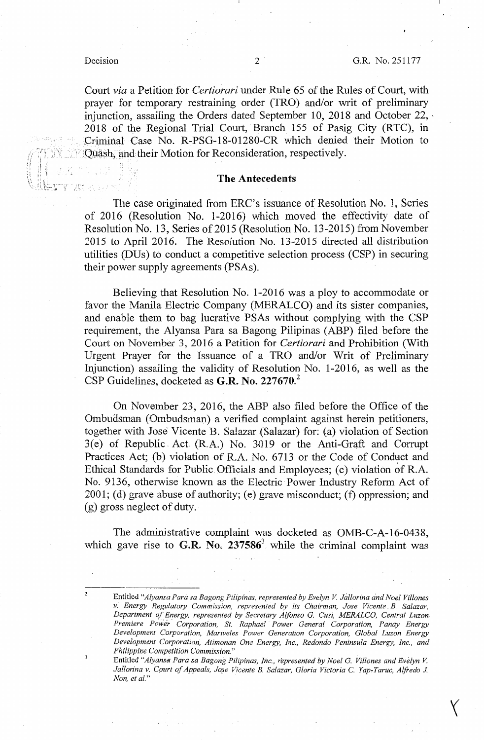Court *via* a Petition for *Certiorari* under Rule 65 of the Rules of Court, with prayer for temporary restraining order (TRO) and/or writ of preliminary injunction, assailing the Orders dated September 10, 2018 and October 22, 2018 of the Regional Trial Court, Branch 155 of Pasig City (RTC), in Criminal Case No. R-PSG-18-01280-CR which denied their Motion to Quash, and their Motion for Reconsideration, respectively.

## The Antecedents

The case originated from ERC's issuance of Resolution No. 1, Series of 2016 (Resolution No. 1-2016) which moved the effectivity date of Resolution No. 13, Series of 2015 (Resolution No. 13-2015) from November 2015 to April 2016. The Resolution No. 13-2015 directed all distribution utilities (DUs) to conduct a competitive selection process (CSP) in securing their power supply agreements (PSAs).

Believing that Resolution No. 1-2016 was a ploy to accommodate or favor the Manila Electric Company (MERALCO) and its sister companies, and enable them to bag lucrative PSAs without complying with the CSP requirement, the Alyansa Para sa Bagong Pilipinas (ABP) filed before the Court on November 3, 2016 a Petition for *Certiorari* and Prohibition (With Urgent Prayer for the Issuance of a TRO and/or Writ of Preliminary Injunction) assailing the validity of Resolution No. 1-2016, as well as the CSP Guidelines, docketed as **G.R. No. 227670.**[2]

On November 23, 2016, the ABP also filed before the Office of the Ombudsman (Ombudsman) a verified complaint against herein petitioners, together with José Vicente B. Salazar (Salazar) for: (a) violation of Section 3(e) of Republic Act (R.A.) No. 3019 or the Anti-Graft and Corrupt Practices Act; (b) violation of R.A. No. 6713 or the Code of Conduct and Ethical Standards for Public Officials and Employees; (c) violation of R.A. No. 9136, otherwise known as the Electric Power Industry Reform Act of 2001; (d) grave abuse of authority; (e) grave misconduct; (f) oppression; and (g) gross neglect of duty.

The administrative complaint was docketed as OMB-C-A-16-0438, which gave rise to **G.R. No. 237586**[3] while the criminal complaint was

---

[2] Entitled "*Alyansa Para sa Bagong Pilipinas, represented by Evelyn V. Jallorina and Noel Villones v. Energy Regulatory Commission, represented by its Chairman, Jose Vicente B. Salazar, Department of Energy, represented by Secretary Alfonso G. Cusi, MERALCO, Central Luzon Premiere Power Corporation, St. Raphael Power General Corporation, Panay Energy Development Corporation, Mariveles Power Generation Corporation, Global Luzon Energy Development Corporation, Atimonan One Energy, Inc., Redondo Peninsula Energy, Inc., and Philippine Competition Commission.*"

[3] Entitled "*Alyansa Para sa Bagong Pilipinas, Inc., represented by Noel G. Villones and Evelyn V. Jallorina v. Court of Appeals, Jose Vicente B. Salazar, Gloria Victoria C. Yap-Taruc, Alfredo J. Non, et al.*"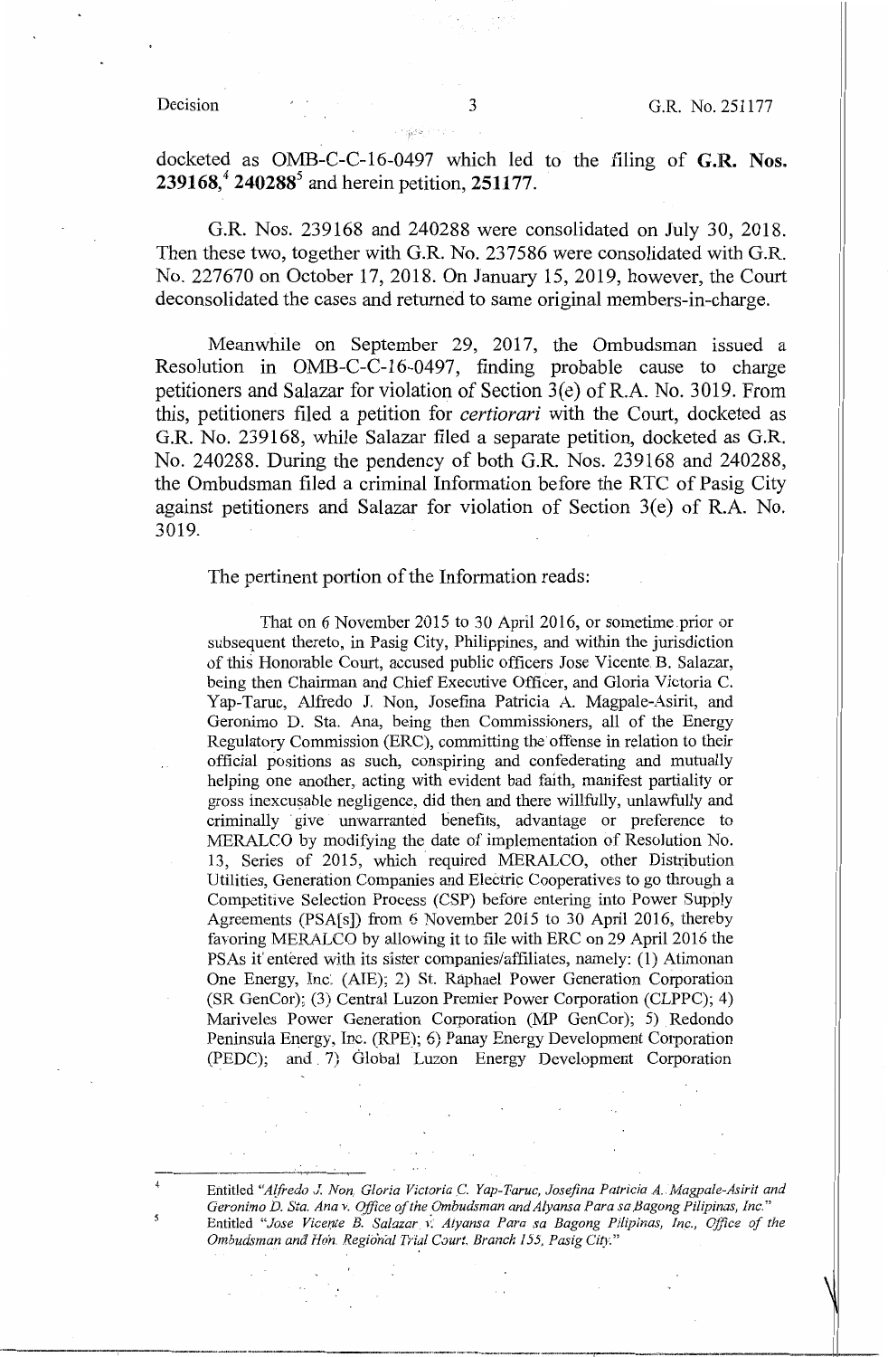docketed as OMB-C-C-16-0497 which led to the filing of **G.R. Nos. 239168**,[4] **240288**[5] and herein petition, **251177**.

G.R. Nos. 239168 and 240288 were consolidated on July 30, 2018. Then these two, together with G.R. No. 237586 were consolidated with G.R. No. 227670 on October 17, 2018. On January 15, 2019, however, the Court deconsolidated the cases and returned to same original members-in-charge.

Meanwhile on September 29, 2017, the Ombudsman issued a Resolution in OMB-C-C-16-0497, finding probable cause to charge petitioners and Salazar for violation of Section 3(e) of R.A. No. 3019. From this, petitioners filed a petition for *certiorari* with the Court, docketed as G.R. No. 239168, while Salazar filed a separate petition, docketed as G.R. No. 240288. During the pendency of both G.R. Nos. 239168 and 240288, the Ombudsman filed a criminal Information before the RTC of Pasig City against petitioners and Salazar for violation of Section 3(e) of R.A. No. 3019.

The pertinent portion of the Information reads:

> That on 6 November 2015 to 30 April 2016, or sometime prior or subsequent thereto, in Pasig City, Philippines, and within the jurisdiction of this Honorable Court, accused public officers Jose Vicente B. Salazar, being then Chairman and Chief Executive Officer, and Gloria Victoria C. Yap-Taruc, Alfredo J. Non, Josefina Patricia A. Magpale-Asirit, and Geronimo D. Sta. Ana, being then Commissioners, all of the Energy Regulatory Commission (ERC), committing the offense in relation to their official positions as such, conspiring and confederating and mutually helping one another, acting with evident bad faith, manifest partiality or gross inexcusable negligence, did then and there willfully, unlawfully and criminally give unwarranted benefits, advantage or preference to MERALCO by modifying the date of implementation of Resolution No. 13, Series of 2015, which required MERALCO, other Distribution Utilities, Generation Companies and Electric Cooperatives to go through a Competitive Selection Process (CSP) before entering into Power Supply Agreements (PSA[s]) from 6 November 2015 to 30 April 2016, thereby favoring MERALCO by allowing it to file with ERC on 29 April 2016 the PSAs it entered with its sister companies/affiliates, namely: (1) Atimonan One Energy, Inc. (AIE); 2) St. Raphael Power Generation Corporation (SR GenCor); (3) Central Luzon Premier Power Corporation (CLPPC); 4) Mariveles Power Generation Corporation (MP GenCor); 5) Redondo Peninsula Energy, Inc. (RPE); 6) Panay Energy Development Corporation (PEDC); and 7) Global Luzon Energy Development Corporation

---

[4] Entitled *"Alfredo J. Non, Gloria Victoria C. Yap-Taruc, Josefina Patricia A. Magpale-Asirit and Geronimo D. Sta. Ana v. Office of the Ombudsman and Alyansa Para sa Bagong Pilipinas, Inc."*

[5] Entitled *"Jose Vicente B. Salazar v. Alyansa Para sa Bagong Pilipinas, Inc., Office of the Ombudsman and Hon. Regional Trial Court, Branch 155, Pasig City."*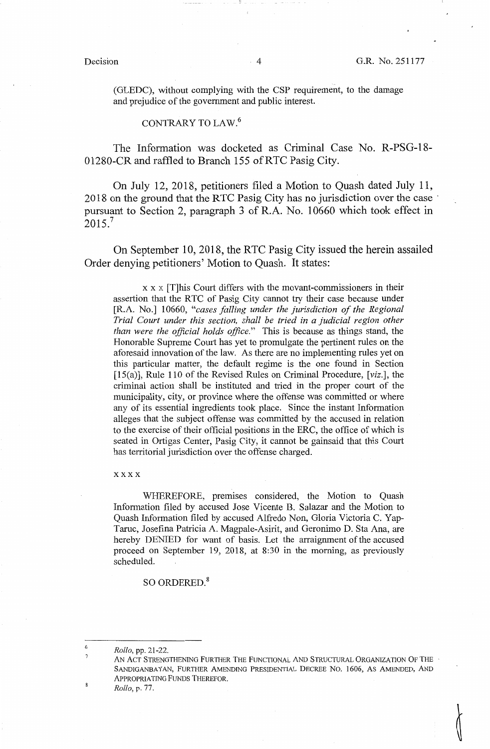(GLEDC), without complying with the CSP requirement, to the damage and prejudice of the government and public interest.

CONTRARY TO LAW.[6]

The Information was docketed as Criminal Case No. R-PSG-18-01280-CR and raffled to Branch 155 of RTC Pasig City.

On July 12, 2018, petitioners filed a Motion to Quash dated July 11, 2018 on the ground that the RTC Pasig City has no jurisdiction over the case pursuant to Section 2, paragraph 3 of R.A. No. 10660 which took effect in 2015.[7]

On September 10, 2018, the RTC Pasig City issued the herein assailed Order denying petitioners' Motion to Quash. It states:

> x x x [T]his Court differs with the movant-commissioners in their assertion that the RTC of Pasig City cannot try their case because under [R.A. No.] 10660, *"cases falling under the jurisdiction of the Regional Trial Court under this section, shall be tried in a judicial region other than were the official holds office."* This is because as things stand, the Honorable Supreme Court has yet to promulgate the pertinent rules on the aforesaid innovation of the law. As there are no implementing rules yet on this particular matter, the default regime is the one found in Section [15(a)], Rule 110 of the Revised Rules on Criminal Procedure, [*viz.*], the criminal action shall be instituted and tried in the proper court of the municipality, city, or province where the offense was committed or where any of its essential ingredients took place. Since the instant Information alleges that the subject offense was committed by the accused in relation to the exercise of their official positions in the ERC, the office of which is seated in Ortigas Center, Pasig City, it cannot be gainsaid that this Court has territorial jurisdiction over the offense charged.
>
> x x x x
>
> WHEREFORE, premises considered, the Motion to Quash Information filed by accused Jose Vicente B. Salazar and the Motion to Quash Information filed by accused Alfredo Non, Gloria Victoria C. Yap-Taruc, Josefina Patricia A. Magpale-Asirit, and Geronimo D. Sta Ana, are hereby DENIED for want of basis. Let the arraignment of the accused proceed on September 19, 2018, at 8:30 in the morning, as previously scheduled.
>
> SO ORDERED.[8]

---

[6] *Rollo*, pp. 21-22.

[7] AN ACT STRENGTHENING FURTHER THE FUNCTIONAL AND STRUCTURAL ORGANIZATION OF THE SANDIGANBAYAN, FURTHER AMENDING PRESIDENTIAL DECREE NO. 1606, AS AMENDED, AND APPROPRIATING FUNDS THEREFOR.

[8] *Rollo*, p. 77.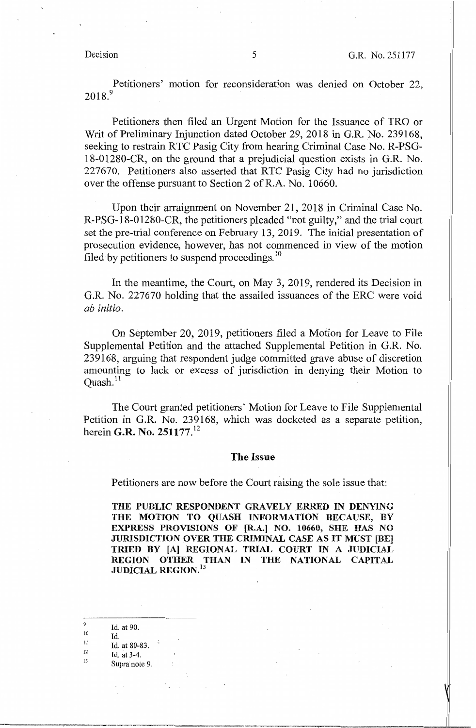Petitioners' motion for reconsideration was denied on October 22, 2018.[9]

Petitioners then filed an Urgent Motion for the Issuance of TRO or Writ of Preliminary Injunction dated October 29, 2018 in G.R. No. 239168, seeking to restrain RTC Pasig City from hearing Criminal Case No. R-PSG-18-01280-CR, on the ground that a prejudicial question exists in G.R. No. 227670. Petitioners also asserted that RTC Pasig City had no jurisdiction over the offense pursuant to Section 2 of R.A. No. 10660.

Upon their arraignment on November 21, 2018 in Criminal Case No. R-PSG-18-01280-CR, the petitioners pleaded "not guilty," and the trial court set the pre-trial conference on February 13, 2019. The initial presentation of prosecution evidence, however, has not commenced in view of the motion filed by petitioners to suspend proceedings.[10]

In the meantime, the Court, on May 3, 2019, rendered its Decision in G.R. No. 227670 holding that the assailed issuances of the ERC were void *ab initio*.

On September 20, 2019, petitioners filed a Motion for Leave to File Supplemental Petition and the attached Supplemental Petition in G.R. No. 239168, arguing that respondent judge committed grave abuse of discretion amounting to lack or excess of jurisdiction in denying their Motion to Quash.[11]

The Court granted petitioners' Motion for Leave to File Supplemental Petition in G.R. No. 239168, which was docketed as a separate petition, herein **G.R. No. 251177.**[12]

## The Issue

Petitioners are now before the Court raising the sole issue that:

> **THE PUBLIC RESPONDENT GRAVELY ERRED IN DENYING THE MOTION TO QUASH INFORMATION BECAUSE, BY EXPRESS PROVISIONS OF [R.A.] NO. 10660, SHE HAS NO JURISDICTION OVER THE CRIMINAL CASE AS IT MUST [BE] TRIED BY [A] REGIONAL TRIAL COURT IN A JUDICIAL REGION OTHER THAN IN THE NATIONAL CAPITAL JUDICIAL REGION.**[13]

---

[9] Id. at 90.

[10] Id.

[11] Id. at 80-83.

[12] Id. at 3-4.

[13] Supra note 9.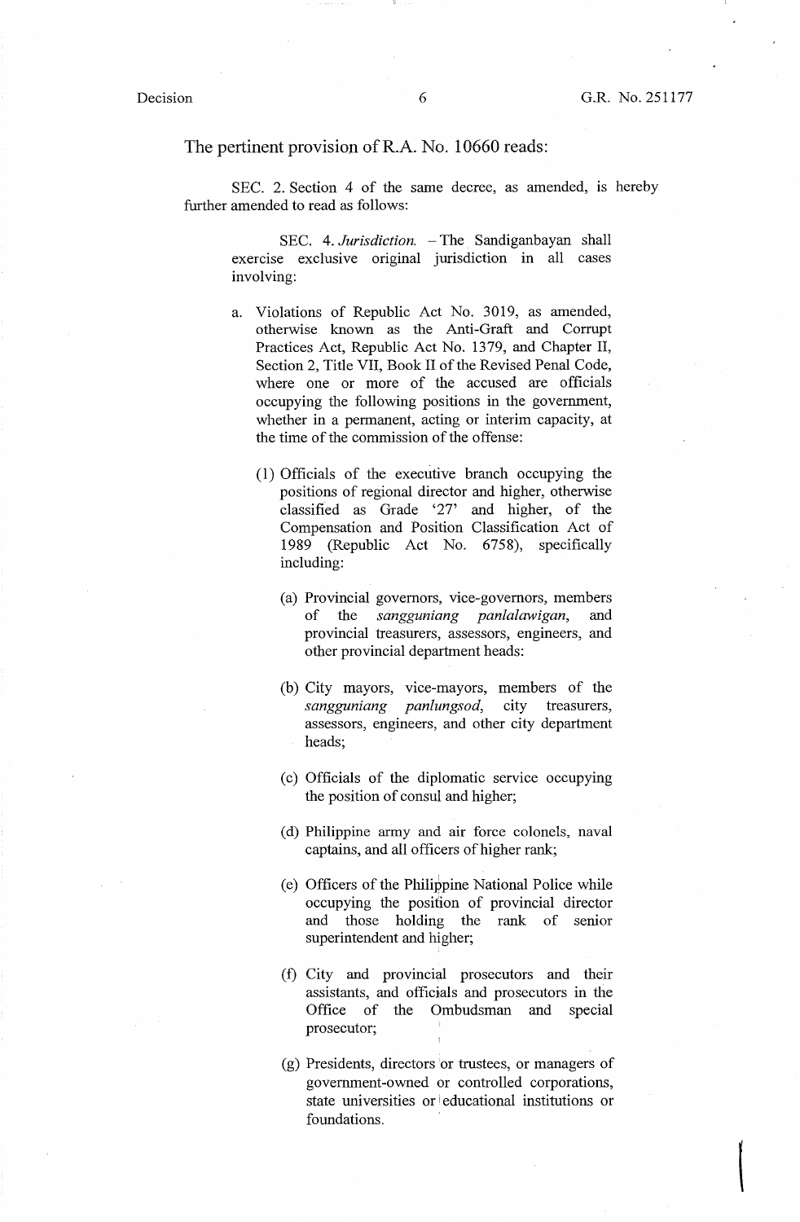The pertinent provision of R.A. No. 10660 reads:

SEC. 2. Section 4 of the same decree, as amended, is hereby further amended to read as follows:

SEC. 4. *Jurisdiction.* – The Sandiganbayan shall exercise exclusive original jurisdiction in all cases involving:

a. Violations of Republic Act No. 3019, as amended, otherwise known as the Anti-Graft and Corrupt Practices Act, Republic Act No. 1379, and Chapter II, Section 2, Title VII, Book II of the Revised Penal Code, where one or more of the accused are officials occupying the following positions in the government, whether in a permanent, acting or interim capacity, at the time of the commission of the offense:

   (1) Officials of the executive branch occupying the positions of regional director and higher, otherwise classified as Grade '27' and higher, of the Compensation and Position Classification Act of 1989 (Republic Act No. 6758), specifically including:

      (a) Provincial governors, vice-governors, members of the *sangguniang panlalawigan*, and provincial treasurers, assessors, engineers, and other provincial department heads:

      (b) City mayors, vice-mayors, members of the *sangguniang panlungsod*, city treasurers, assessors, engineers, and other city department heads;

      (c) Officials of the diplomatic service occupying the position of consul and higher;

      (d) Philippine army and air force colonels, naval captains, and all officers of higher rank;

      (e) Officers of the Philippine National Police while occupying the position of provincial director and those holding the rank of senior superintendent and higher;

      (f) City and provincial prosecutors and their assistants, and officials and prosecutors in the Office of the Ombudsman and special prosecutor;

      (g) Presidents, directors or trustees, or managers of government-owned or controlled corporations, state universities or educational institutions or foundations.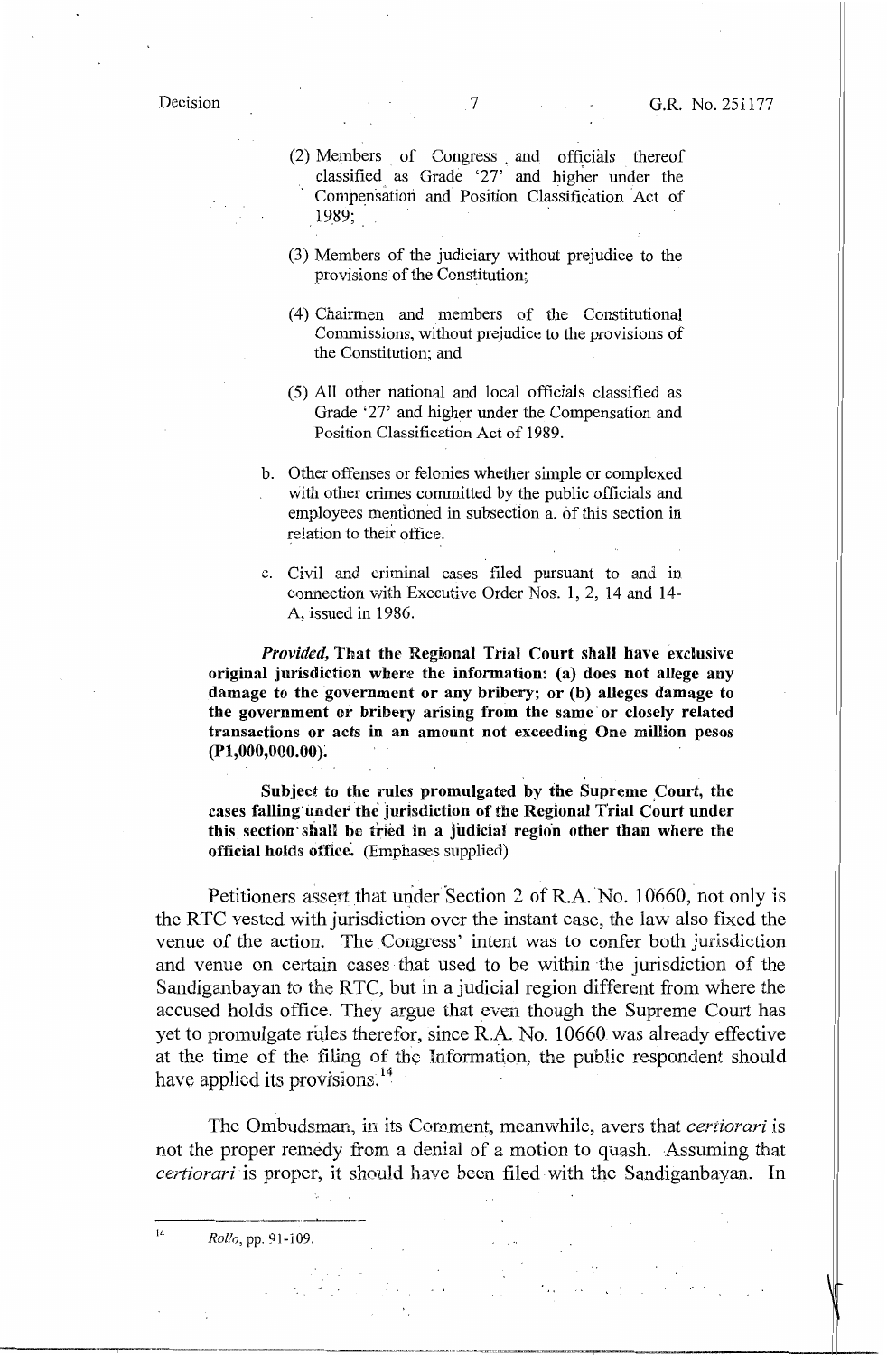(2) Members of Congress and officials thereof classified as Grade '27' and higher under the Compensation and Position Classification Act of 1989;

(3) Members of the judiciary without prejudice to the provisions of the Constitution;

(4) Chairmen and members of the Constitutional Commissions, without prejudice to the provisions of the Constitution; and

(5) All other national and local officials classified as Grade '27' and higher under the Compensation and Position Classification Act of 1989.

b. Other offenses or felonies whether simple or complexed with other crimes committed by the public officials and employees mentioned in subsection a. of this section in relation to their office.

c. Civil and criminal cases filed pursuant to and in connection with Executive Order Nos. 1, 2, 14 and 14-A, issued in 1986.

***Provided,*** **That the Regional Trial Court shall have exclusive original jurisdiction where the information: (a) does not allege any damage to the government or any bribery; or (b) alleges damage to the government or bribery arising from the same or closely related transactions or acts in an amount not exceeding One million pesos (P1,000,000.00).**

**Subject to the rules promulgated by the Supreme Court, the cases falling under the jurisdiction of the Regional Trial Court under this section shall be tried in a judicial region other than where the official holds office.** (Emphases supplied)

Petitioners assert that under Section 2 of R.A. No. 10660, not only is the RTC vested with jurisdiction over the instant case, the law also fixed the venue of the action. The Congress' intent was to confer both jurisdiction and venue on certain cases that used to be within the jurisdiction of the Sandiganbayan to the RTC, but in a judicial region different from where the accused holds office. They argue that even though the Supreme Court has yet to promulgate rules therefor, since R.A. No. 10660 was already effective at the time of the filing of the Information, the public respondent should have applied its provisions.[14]

The Ombudsman, in its Comment, meanwhile, avers that *certiorari* is not the proper remedy from a denial of a motion to quash. Assuming that *certiorari* is proper, it should have been filed with the Sandiganbayan. In

---

[14] *Rollo*, pp. 91-109.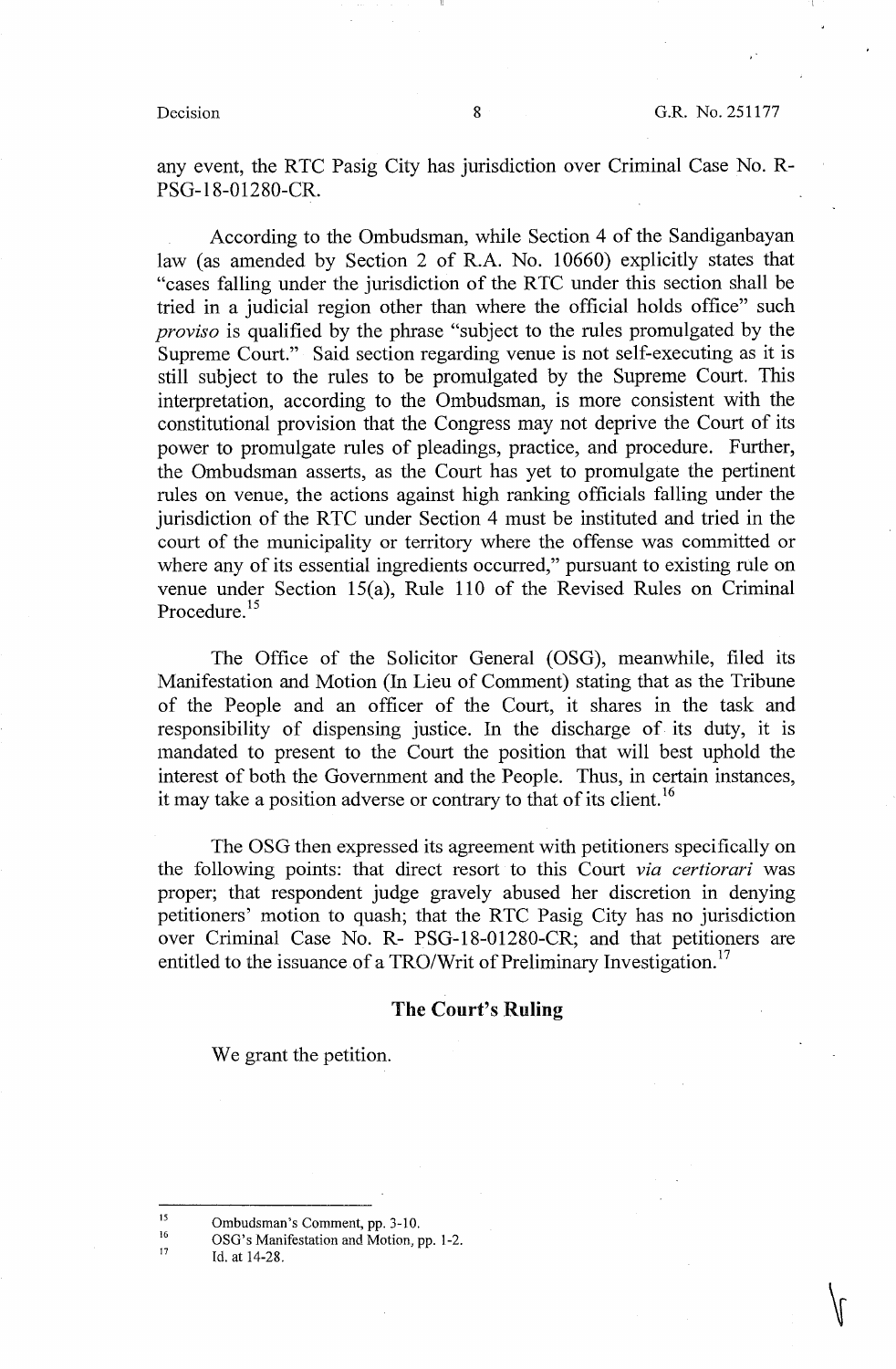any event, the RTC Pasig City has jurisdiction over Criminal Case No. R-PSG-18-01280-CR.

According to the Ombudsman, while Section 4 of the Sandiganbayan law (as amended by Section 2 of R.A. No. 10660) explicitly states that "cases falling under the jurisdiction of the RTC under this section shall be tried in a judicial region other than where the official holds office" such *proviso* is qualified by the phrase "subject to the rules promulgated by the Supreme Court." Said section regarding venue is not self-executing as it is still subject to the rules to be promulgated by the Supreme Court. This interpretation, according to the Ombudsman, is more consistent with the constitutional provision that the Congress may not deprive the Court of its power to promulgate rules of pleadings, practice, and procedure. Further, the Ombudsman asserts, as the Court has yet to promulgate the pertinent rules on venue, the actions against high ranking officials falling under the jurisdiction of the RTC under Section 4 must be instituted and tried in the court of the municipality or territory where the offense was committed or where any of its essential ingredients occurred," pursuant to existing rule on venue under Section 15(a), Rule 110 of the Revised Rules on Criminal Procedure.[15]

The Office of the Solicitor General (OSG), meanwhile, filed its Manifestation and Motion (In Lieu of Comment) stating that as the Tribune of the People and an officer of the Court, it shares in the task and responsibility of dispensing justice. In the discharge of its duty, it is mandated to present to the Court the position that will best uphold the interest of both the Government and the People. Thus, in certain instances, it may take a position adverse or contrary to that of its client.[16]

The OSG then expressed its agreement with petitioners specifically on the following points: that direct resort to this Court *via certiorari* was proper; that respondent judge gravely abused her discretion in denying petitioners' motion to quash; that the RTC Pasig City has no jurisdiction over Criminal Case No. R- PSG-18-01280-CR; and that petitioners are entitled to the issuance of a TRO/Writ of Preliminary Investigation.[17]

## The Court's Ruling

We grant the petition.

---

[15] Ombudsman's Comment, pp. 3-10.

[16] OSG's Manifestation and Motion, pp. 1-2.

[17] Id. at 14-28.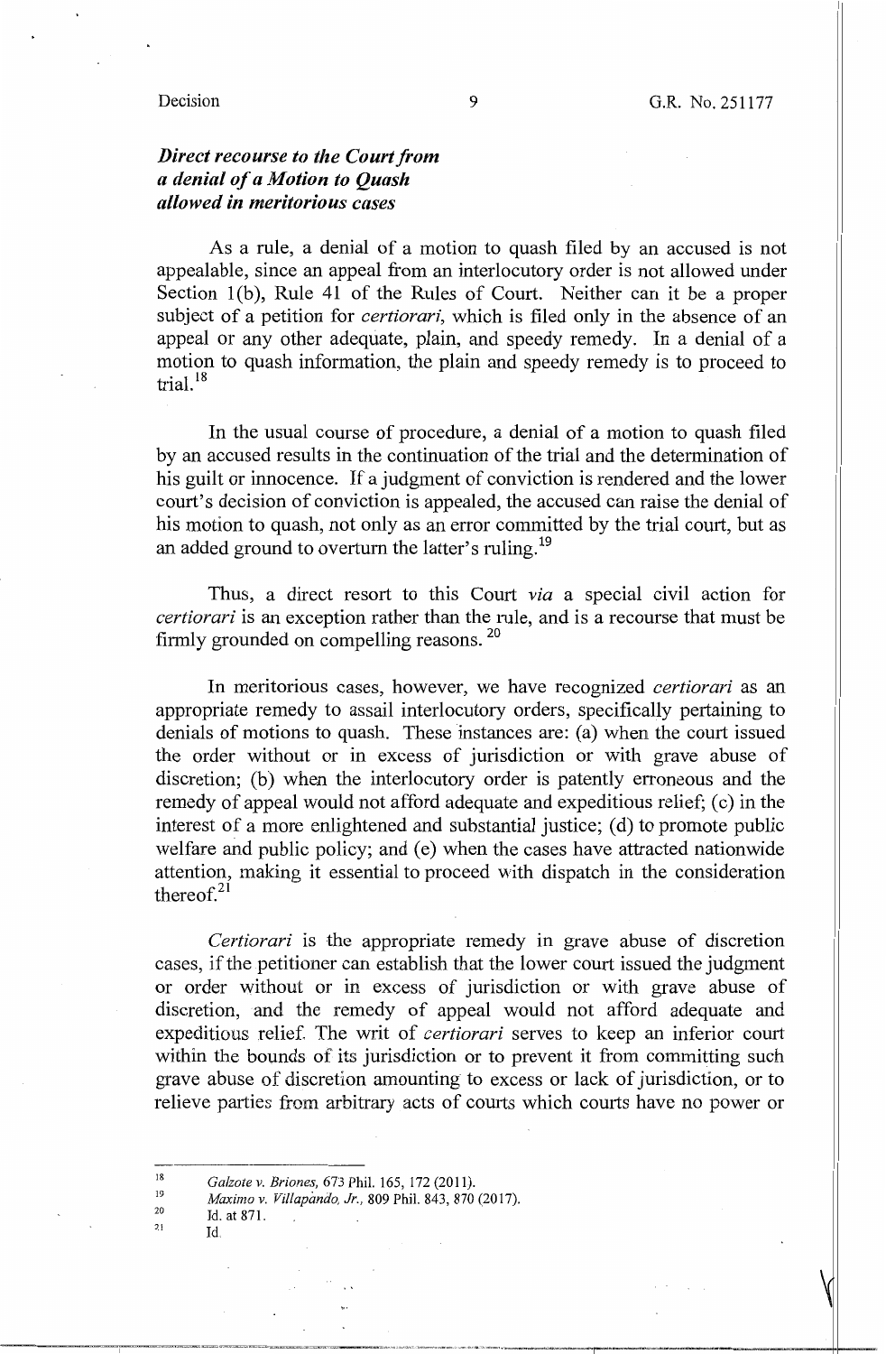***Direct recourse to the Court from a denial of a Motion to Quash allowed in meritorious cases***

As a rule, a denial of a motion to quash filed by an accused is not appealable, since an appeal from an interlocutory order is not allowed under Section 1(b), Rule 41 of the Rules of Court. Neither can it be a proper subject of a petition for *certiorari*, which is filed only in the absence of an appeal or any other adequate, plain, and speedy remedy. In a denial of a motion to quash information, the plain and speedy remedy is to proceed to trial.[18]

In the usual course of procedure, a denial of a motion to quash filed by an accused results in the continuation of the trial and the determination of his guilt or innocence. If a judgment of conviction is rendered and the lower court's decision of conviction is appealed, the accused can raise the denial of his motion to quash, not only as an error committed by the trial court, but as an added ground to overturn the latter's ruling.[19]

Thus, a direct resort to this Court *via* a special civil action for *certiorari* is an exception rather than the rule, and is a recourse that must be firmly grounded on compelling reasons.[20]

In meritorious cases, however, we have recognized *certiorari* as an appropriate remedy to assail interlocutory orders, specifically pertaining to denials of motions to quash. These instances are: (a) when the court issued the order without or in excess of jurisdiction or with grave abuse of discretion; (b) when the interlocutory order is patently erroneous and the remedy of appeal would not afford adequate and expeditious relief; (c) in the interest of a more enlightened and substantial justice; (d) to promote public welfare and public policy; and (e) when the cases have attracted nationwide attention, making it essential to proceed with dispatch in the consideration thereof.[21]

*Certiorari* is the appropriate remedy in grave abuse of discretion cases, if the petitioner can establish that the lower court issued the judgment or order without or in excess of jurisdiction or with grave abuse of discretion, and the remedy of appeal would not afford adequate and expeditious relief. The writ of *certiorari* serves to keep an inferior court within the bounds of its jurisdiction or to prevent it from committing such grave abuse of discretion amounting to excess or lack of jurisdiction, or to relieve parties from arbitrary acts of courts which courts have no power or

---

[18] *Galzote v. Briones*, 673 Phil. 165, 172 (2011).

[19] *Maximo v. Villapando, Jr.*, 809 Phil. 843, 870 (2017).

[20] Id. at 871.

[21] Id.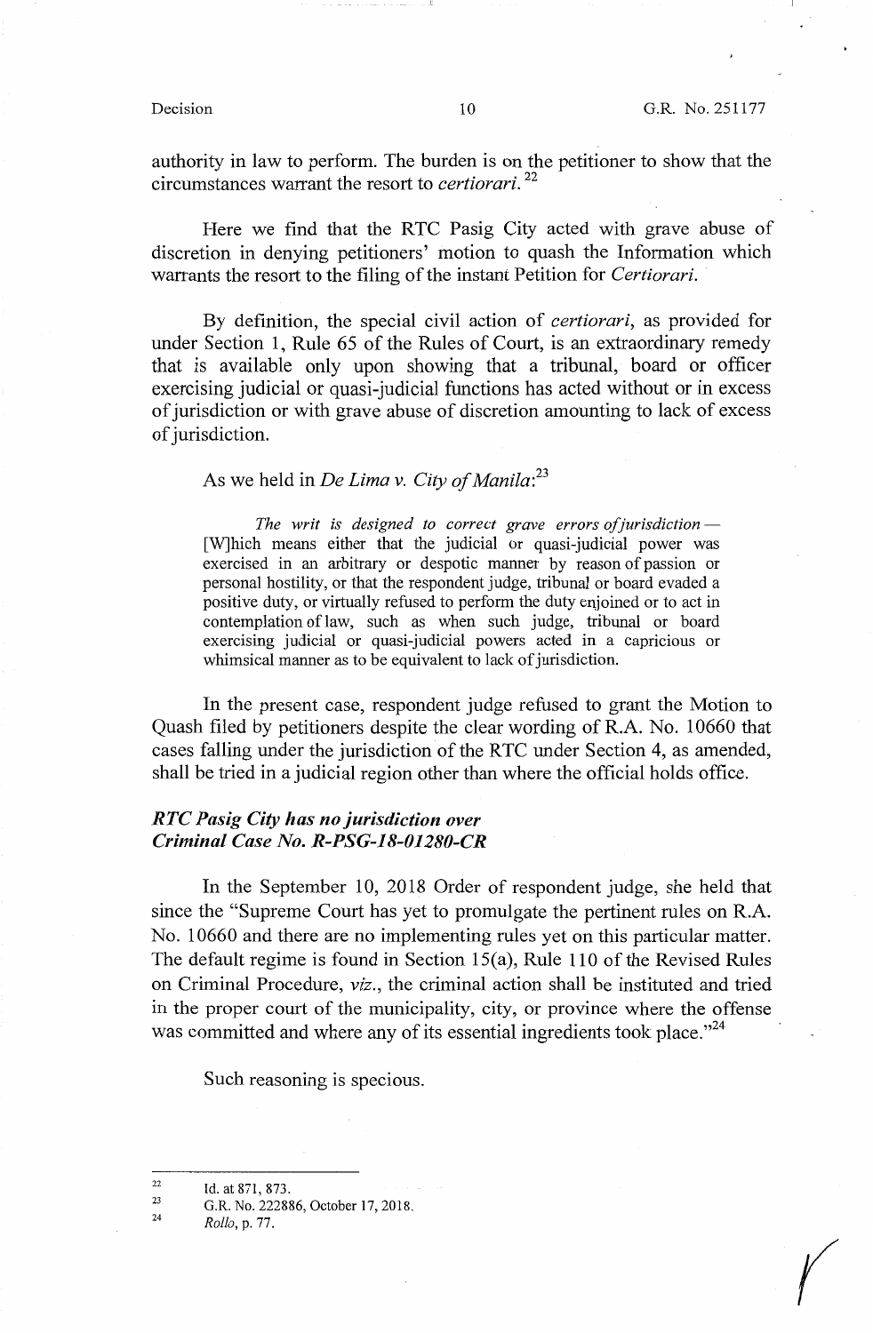authority in law to perform. The burden is on the petitioner to show that the circumstances warrant the resort to *certiorari*.[22]

Here we find that the RTC Pasig City acted with grave abuse of discretion in denying petitioners' motion to quash the Information which warrants the resort to the filing of the instant Petition for *Certiorari*.

By definition, the special civil action of *certiorari*, as provided for under Section 1, Rule 65 of the Rules of Court, is an extraordinary remedy that is available only upon showing that a tribunal, board or officer exercising judicial or quasi-judicial functions has acted without or in excess of jurisdiction or with grave abuse of discretion amounting to lack of excess of jurisdiction.

As we held in *De Lima v. City of Manila*:[23]

> *The writ is designed to correct grave errors of jurisdiction* — [W]hich means either that the judicial or quasi-judicial power was exercised in an arbitrary or despotic manner by reason of passion or personal hostility, or that the respondent judge, tribunal or board evaded a positive duty, or virtually refused to perform the duty enjoined or to act in contemplation of law, such as when such judge, tribunal or board exercising judicial or quasi-judicial powers acted in a capricious or whimsical manner as to be equivalent to lack of jurisdiction.

In the present case, respondent judge refused to grant the Motion to Quash filed by petitioners despite the clear wording of R.A. No. 10660 that cases falling under the jurisdiction of the RTC under Section 4, as amended, shall be tried in a judicial region other than where the official holds office.

***RTC Pasig City has no jurisdiction over Criminal Case No. R-PSG-18-01280-CR***

In the September 10, 2018 Order of respondent judge, she held that since the "Supreme Court has yet to promulgate the pertinent rules on R.A. No. 10660 and there are no implementing rules yet on this particular matter. The default regime is found in Section 15(a), Rule 110 of the Revised Rules on Criminal Procedure, *viz.*, the criminal action shall be instituted and tried in the proper court of the municipality, city, or province where the offense was committed and where any of its essential ingredients took place."[24]

Such reasoning is specious.

---

[22] Id. at 871, 873.

[23] G.R. No. 222886, October 17, 2018.

[24] *Rollo*, p. 77.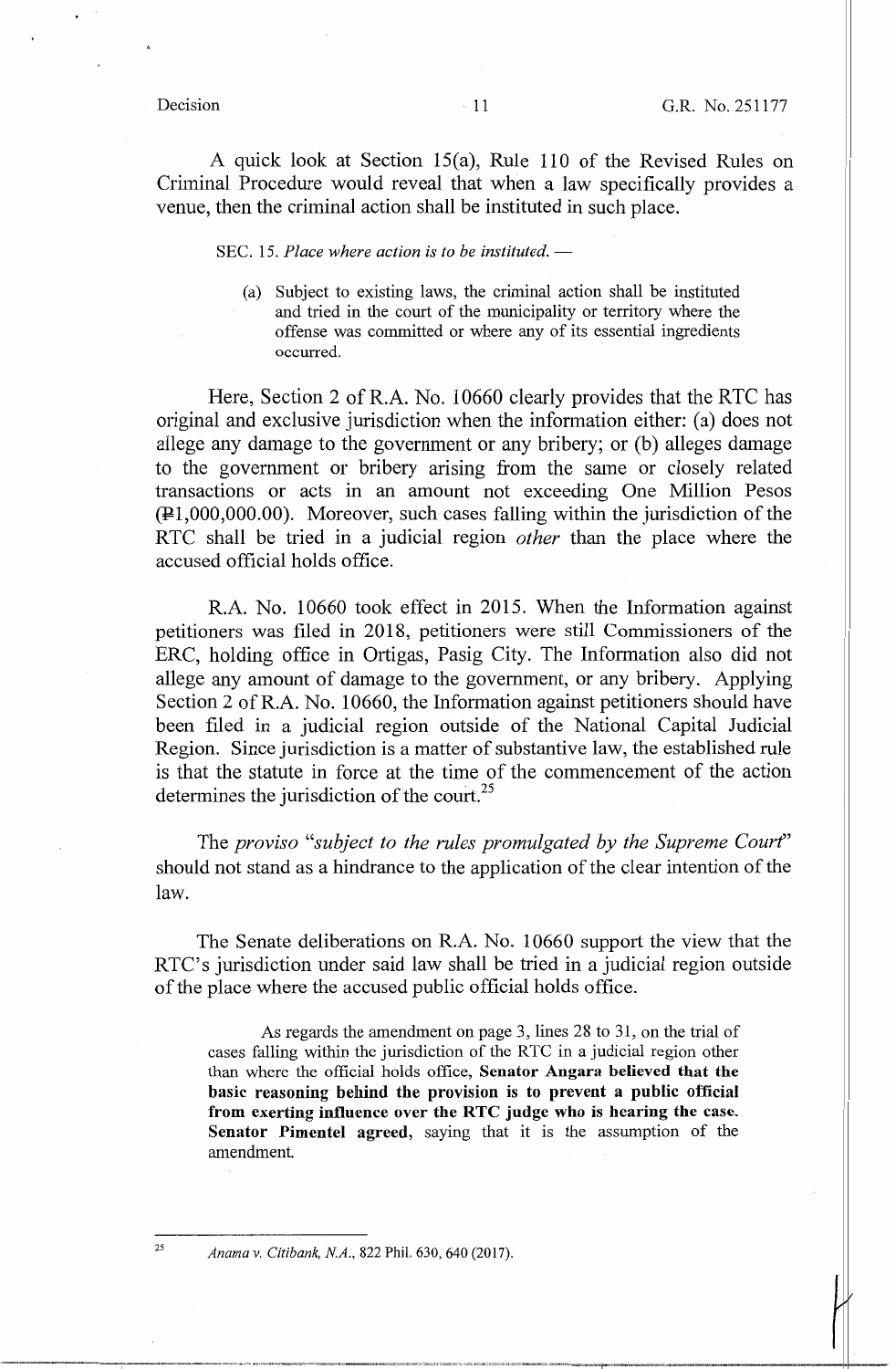A quick look at Section 15(a), Rule 110 of the Revised Rules on Criminal Procedure would reveal that when a law specifically provides a venue, then the criminal action shall be instituted in such place.

> SEC. 15. *Place where action is to be instituted.* —
>
> (a) Subject to existing laws, the criminal action shall be instituted and tried in the court of the municipality or territory where the offense was committed or where any of its essential ingredients occurred.

Here, Section 2 of R.A. No. 10660 clearly provides that the RTC has original and exclusive jurisdiction when the information either: (a) does not allege any damage to the government or any bribery; or (b) alleges damage to the government or bribery arising from the same or closely related transactions or acts in an amount not exceeding One Million Pesos (₱1,000,000.00). Moreover, such cases falling within the jurisdiction of the RTC shall be tried in a judicial region *other* than the place where the accused official holds office.

R.A. No. 10660 took effect in 2015. When the Information against petitioners was filed in 2018, petitioners were still Commissioners of the ERC, holding office in Ortigas, Pasig City. The Information also did not allege any amount of damage to the government, or any bribery. Applying Section 2 of R.A. No. 10660, the Information against petitioners should have been filed in a judicial region outside of the National Capital Judicial Region. Since jurisdiction is a matter of substantive law, the established rule is that the statute in force at the time of the commencement of the action determines the jurisdiction of the court.[25]

The *proviso "subject to the rules promulgated by the Supreme Court"* should not stand as a hindrance to the application of the clear intention of the law.

The Senate deliberations on R.A. No. 10660 support the view that the RTC's jurisdiction under said law shall be tried in a judicial region outside of the place where the accused public official holds office.

> As regards the amendment on page 3, lines 28 to 31, on the trial of cases falling within the jurisdiction of the RTC in a judicial region other than where the official holds office, **Senator Angara believed that the basic reasoning behind the provision is to prevent a public official from exerting influence over the RTC judge who is hearing the case. Senator Pimentel agreed,** saying that it is the assumption of the amendment.

---

[25] *Anama v. Citibank, N.A.*, 822 Phil. 630, 640 (2017).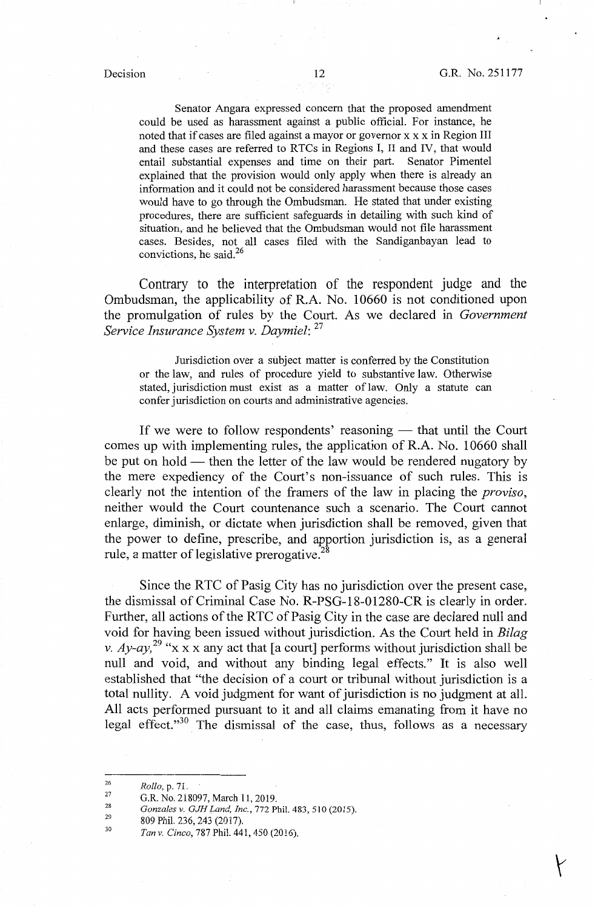> Senator Angara expressed concern that the proposed amendment could be used as harassment against a public official. For instance, he noted that if cases are filed against a mayor or governor x x x in Region III and these cases are referred to RTCs in Regions I, II and IV, that would entail substantial expenses and time on their part. Senator Pimentel explained that the provision would only apply when there is already an information and it could not be considered harassment because those cases would have to go through the Ombudsman. He stated that under existing procedures, there are sufficient safeguards in detailing with such kind of situation, and he believed that the Ombudsman would not file harassment cases. Besides, not all cases filed with the Sandiganbayan lead to convictions, he said.[26]

Contrary to the interpretation of the respondent judge and the Ombudsman, the applicability of R.A. No. 10660 is not conditioned upon the promulgation of rules by the Court. As we declared in *Government Service Insurance System v. Daymiel*: [27]

> Jurisdiction over a subject matter is conferred by the Constitution or the law, and rules of procedure yield to substantive law. Otherwise stated, jurisdiction must exist as a matter of law. Only a statute can confer jurisdiction on courts and administrative agencies.

If we were to follow respondents' reasoning — that until the Court comes up with implementing rules, the application of R.A. No. 10660 shall be put on hold — then the letter of the law would be rendered nugatory by the mere expediency of the Court's non-issuance of such rules. This is clearly not the intention of the framers of the law in placing the *proviso*, neither would the Court countenance such a scenario. The Court cannot enlarge, diminish, or dictate when jurisdiction shall be removed, given that the power to define, prescribe, and apportion jurisdiction is, as a general rule, a matter of legislative prerogative.[28]

Since the RTC of Pasig City has no jurisdiction over the present case, the dismissal of Criminal Case No. R-PSG-18-01280-CR is clearly in order. Further, all actions of the RTC of Pasig City in the case are declared null and void for having been issued without jurisdiction. As the Court held in *Bilag v. Ay-ay*,[29] "x x x any act that [a court] performs without jurisdiction shall be null and void, and without any binding legal effects." It is also well established that "the decision of a court or tribunal without jurisdiction is a total nullity. A void judgment for want of jurisdiction is no judgment at all. All acts performed pursuant to it and all claims emanating from it have no legal effect."[30] The dismissal of the case, thus, follows as a necessary

---

[26] *Rollo*, p. 71.

[27] G.R. No. 218097, March 11, 2019.

[28] *Gonzales v. GJH Land, Inc.*, 772 Phil. 483, 510 (2015).

[29] 809 Phil. 236, 243 (2017).

[30] *Tan v. Cinco*, 787 Phil. 441, 450 (2016).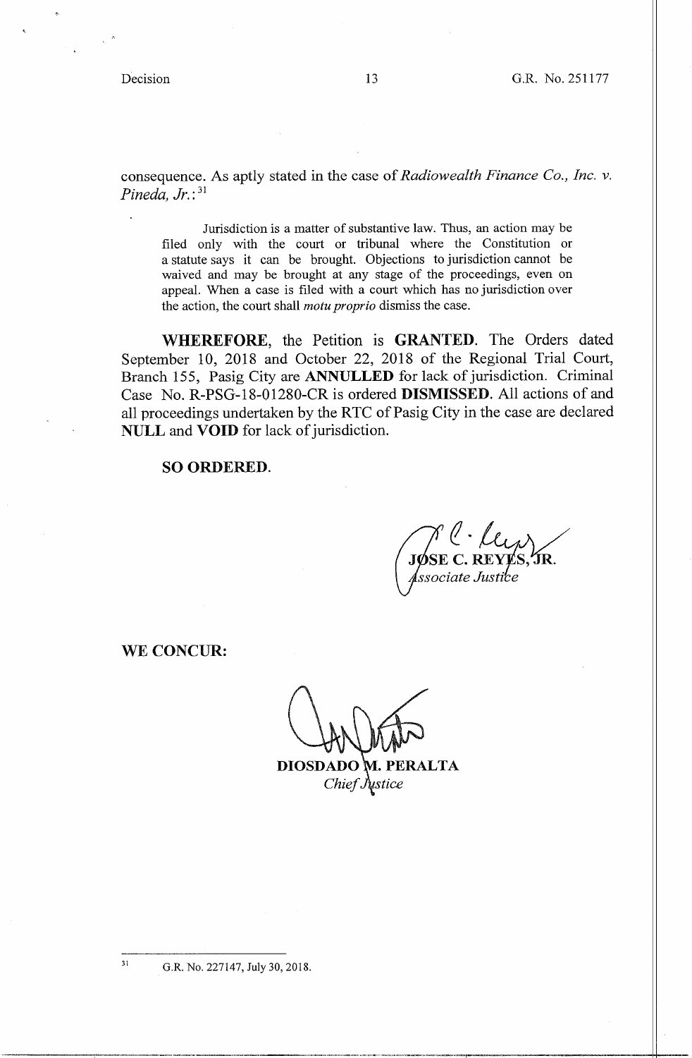consequence. As aptly stated in the case of *Radiowealth Finance Co., Inc. v. Pineda, Jr.*:[31]

> Jurisdiction is a matter of substantive law. Thus, an action may be filed only with the court or tribunal where the Constitution or a statute says it can be brought. Objections to jurisdiction cannot be waived and may be brought at any stage of the proceedings, even on appeal. When a case is filed with a court which has no jurisdiction over the action, the court shall *motu proprio* dismiss the case.

**WHEREFORE**, the Petition is **GRANTED**. The Orders dated September 10, 2018 and October 22, 2018 of the Regional Trial Court, Branch 155, Pasig City are **ANNULLED** for lack of jurisdiction. Criminal Case No. R-PSG-18-01280-CR is ordered **DISMISSED**. All actions of and all proceedings undertaken by the RTC of Pasig City in the case are declared **NULL** and **VOID** for lack of jurisdiction.

**SO ORDERED.**

**JOSE C. REYES, JR.**
*Associate Justice*

**WE CONCUR:**

**DIOSDADO M. PERALTA**
*Chief Justice*

---

[31] G.R. No. 227147, July 30, 2018.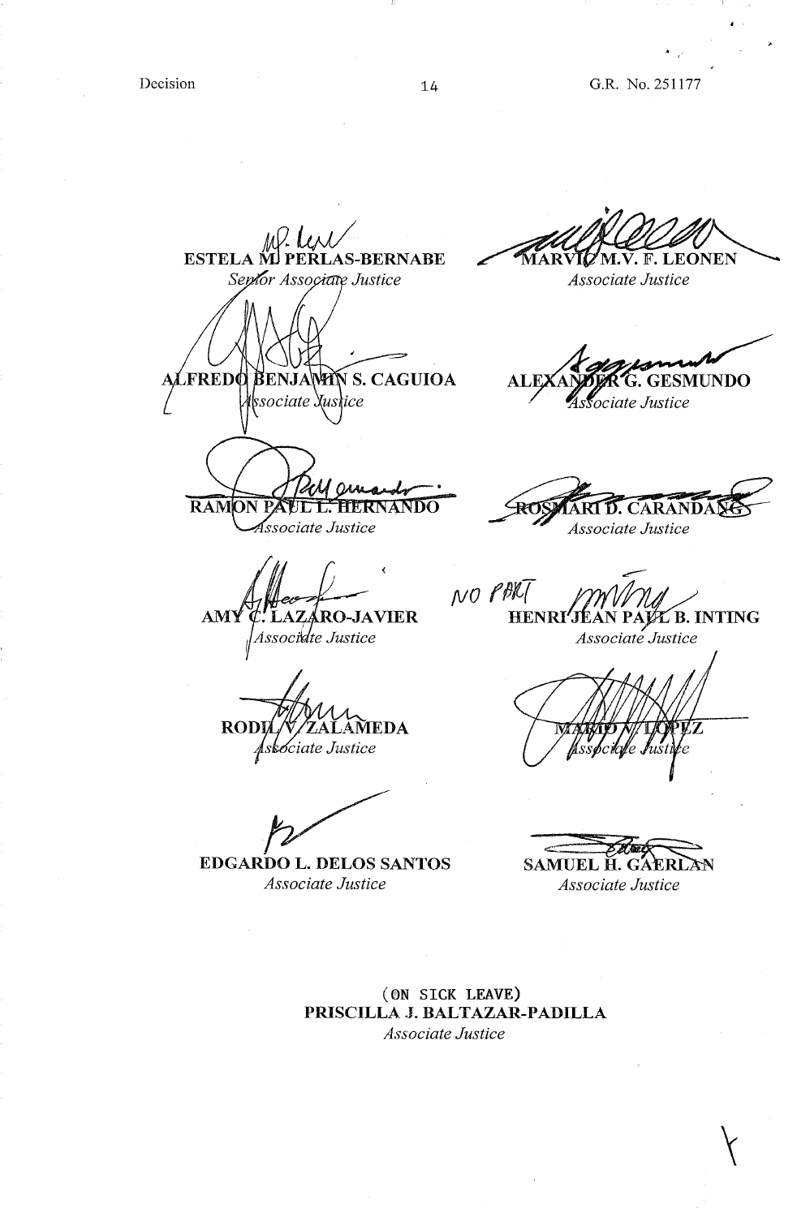**ESTELA M. PERLAS-BERNABE**
*Senior Associate Justice*

**MARVIC M.V. F. LEONEN**
*Associate Justice*

**ALFREDO BENJAMIN S. CAGUIOA**
*Associate Justice*

**ALEXANDER G. GESMUNDO**
*Associate Justice*

**RAMON PAUL L. HERNANDO**
*Associate Justice*

**ROSMARI D. CARANDANG**
*Associate Justice*

**AMY C. LAZARO-JAVIER**
*Associate Justice*

NO PART

**HENRI JEAN PAUL B. INTING**
*Associate Justice*

**RODIL V. ZALAMEDA**
*Associate Justice*

**MARIO V. LOPEZ**
*Associate Justice*

**EDGARDO L. DELOS SANTOS**
*Associate Justice*

**SAMUEL H. GAERLAN**
*Associate Justice*

(ON SICK LEAVE)
**PRISCILLA J. BALTAZAR-PADILLA**
*Associate Justice*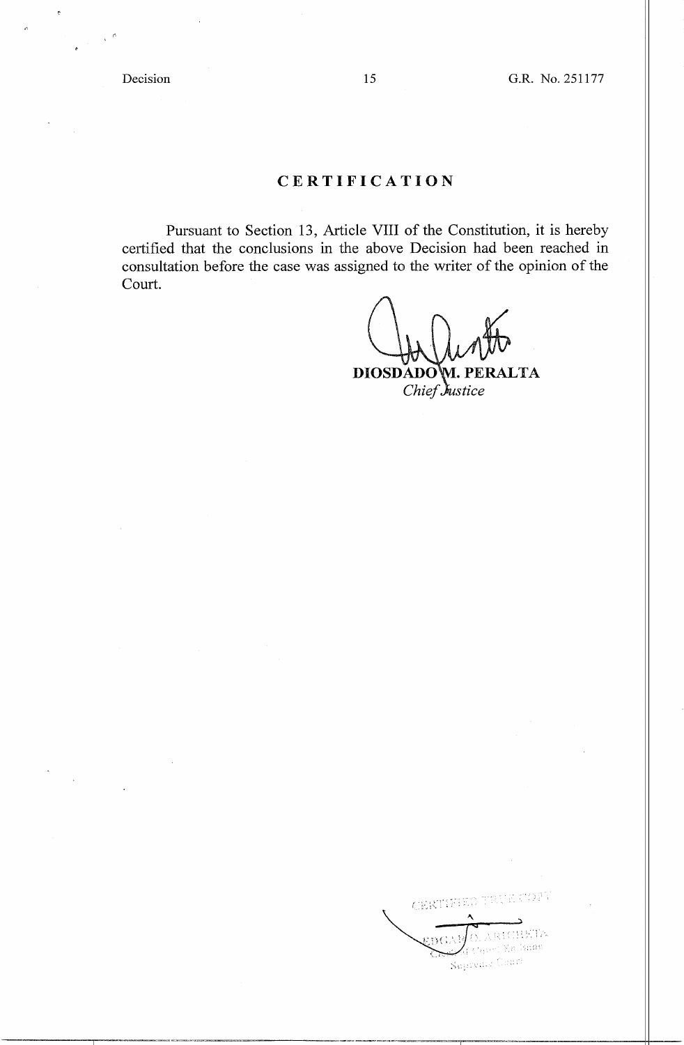## CERTIFICATION

Pursuant to Section 13, Article VIII of the Constitution, it is hereby certified that the conclusions in the above Decision had been reached in consultation before the case was assigned to the writer of the opinion of the Court.

**DIOSDADO M. PERALTA**
*Chief Justice*

CERTIFIED TRUE COPY

EDGAR O. ARICHETA
Clerk of Court En Banc
Supreme Court